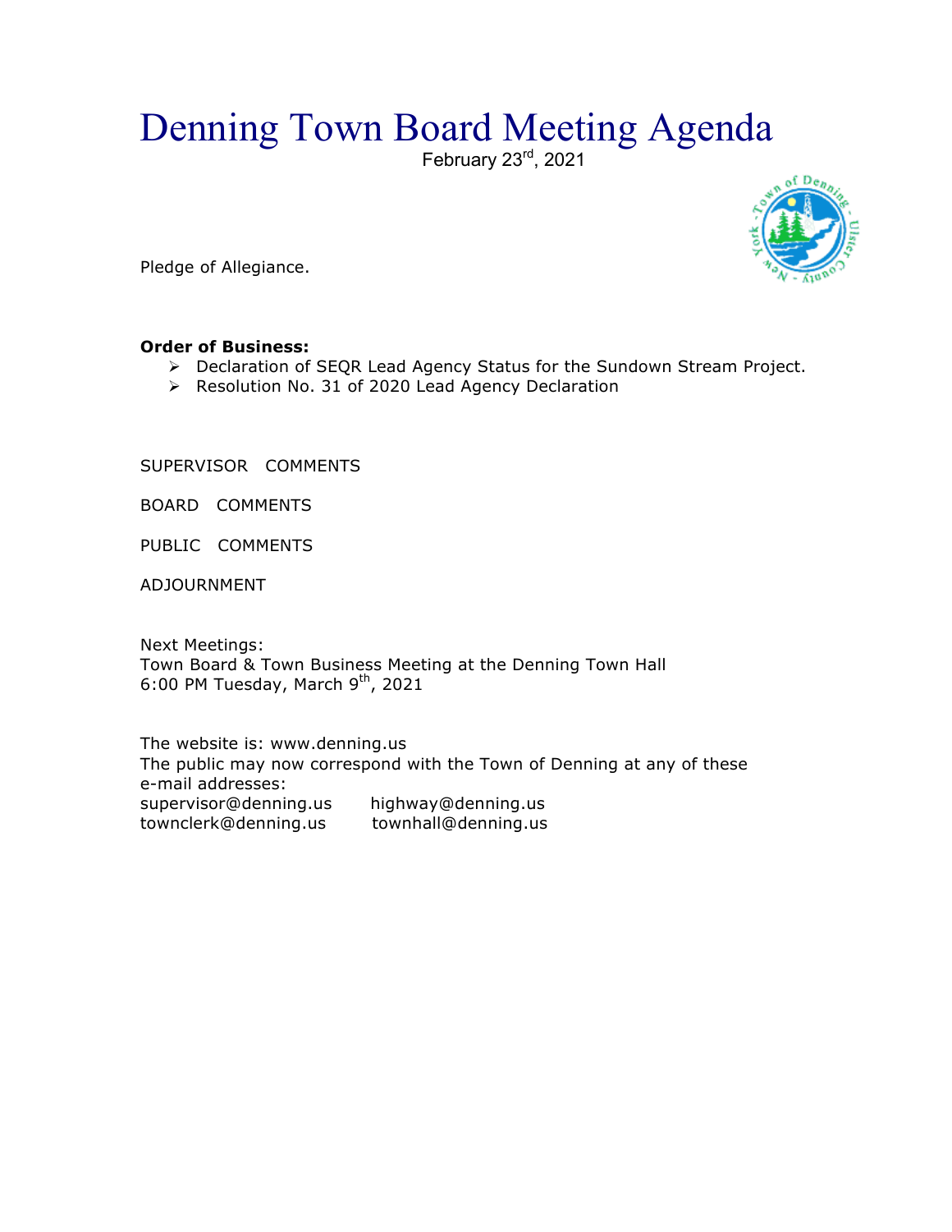# Denning Town Board Meeting Agenda

February 23rd, 2021

Pledge of Allegiance.

**Order of Business:**

- Declaration of SEQR Lead Agency Status for the Sundown Stream Project.
- Resolution No. 31 of 2020 Lead Agency Declaration

SUPERVISOR COMMENTS

BOARD COMMENTS

PUBLIC COMMENTS

ADJOURNMENT

Next Meetings:
Town Board & Town Business Meeting at the Denning Town Hall
6:00 PM Tuesday, March 9th, 2021

The website is: www.denning.us
The public may now correspond with the Town of Denning at any of these e-mail addresses:

supervisor@denning.us highway@denning.us
townclerk@denning.us townhall@denning.us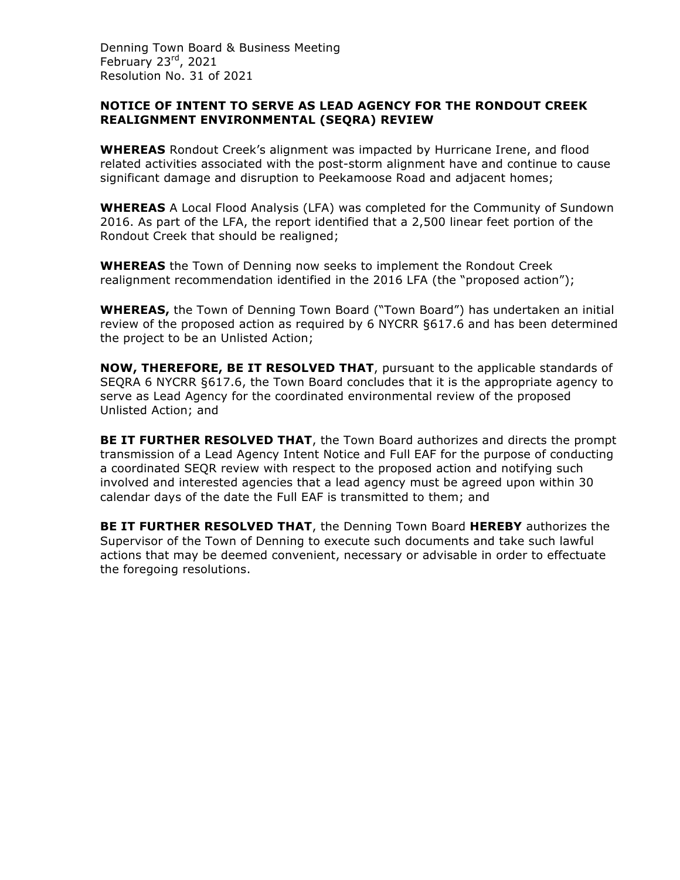Denning Town Board & Business Meeting
February 23rd, 2021
Resolution No. 31 of 2021

**NOTICE OF INTENT TO SERVE AS LEAD AGENCY FOR THE RONDOUT CREEK REALIGNMENT ENVIRONMENTAL (SEQRA) REVIEW**

**WHEREAS** Rondout Creek's alignment was impacted by Hurricane Irene, and flood related activities associated with the post-storm alignment have and continue to cause significant damage and disruption to Peekamoose Road and adjacent homes;

**WHEREAS** A Local Flood Analysis (LFA) was completed for the Community of Sundown 2016. As part of the LFA, the report identified that a 2,500 linear feet portion of the Rondout Creek that should be realigned;

**WHEREAS** the Town of Denning now seeks to implement the Rondout Creek realignment recommendation identified in the 2016 LFA (the "proposed action");

**WHEREAS,** the Town of Denning Town Board ("Town Board") has undertaken an initial review of the proposed action as required by 6 NYCRR §617.6 and has been determined the project to be an Unlisted Action;

**NOW, THEREFORE, BE IT RESOLVED THAT**, pursuant to the applicable standards of SEQRA 6 NYCRR §617.6, the Town Board concludes that it is the appropriate agency to serve as Lead Agency for the coordinated environmental review of the proposed Unlisted Action; and

**BE IT FURTHER RESOLVED THAT**, the Town Board authorizes and directs the prompt transmission of a Lead Agency Intent Notice and Full EAF for the purpose of conducting a coordinated SEQR review with respect to the proposed action and notifying such involved and interested agencies that a lead agency must be agreed upon within 30 calendar days of the date the Full EAF is transmitted to them; and

**BE IT FURTHER RESOLVED THAT**, the Denning Town Board **HEREBY** authorizes the Supervisor of the Town of Denning to execute such documents and take such lawful actions that may be deemed convenient, necessary or advisable in order to effectuate the foregoing resolutions.